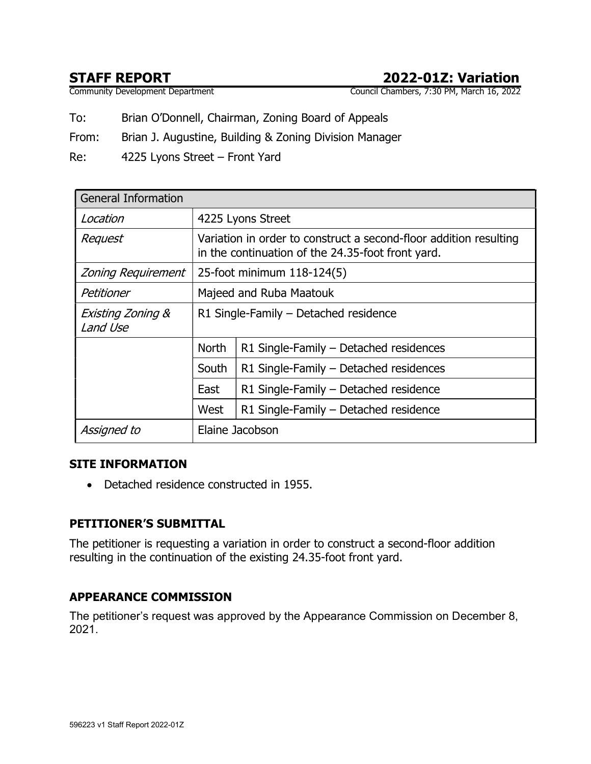# STAFF REPORT — 2022-01Z: Variation

Community Development Department — Council Chambers, 7:30 PM, March 16, 2022

To: Brian O'Donnell, Chairman, Zoning Board of Appeals

From: Brian J. Augustine, Building & Zoning Division Manager

Re: 4225 Lyons Street – Front Yard

| General Information | | |
|---|---|---|
| *Location* | 4225 Lyons Street | |
| *Request* | Variation in order to construct a second-floor addition resulting in the continuation of the 24.35-foot front yard. | |
| *Zoning Requirement* | 25-foot minimum 118-124(5) | |
| *Petitioner* | Majeed and Ruba Maatouk | |
| *Existing Zoning & Land Use* | R1 Single-Family – Detached residence | |
| | North | R1 Single-Family – Detached residences |
| | South | R1 Single-Family – Detached residences |
| | East | R1 Single-Family – Detached residence |
| | West | R1 Single-Family – Detached residence |
| *Assigned to* | Elaine Jacobson | |

## SITE INFORMATION

- Detached residence constructed in 1955.

## PETITIONER'S SUBMITTAL

The petitioner is requesting a variation in order to construct a second-floor addition resulting in the continuation of the existing 24.35-foot front yard.

## APPEARANCE COMMISSION

The petitioner's request was approved by the Appearance Commission on December 8, 2021.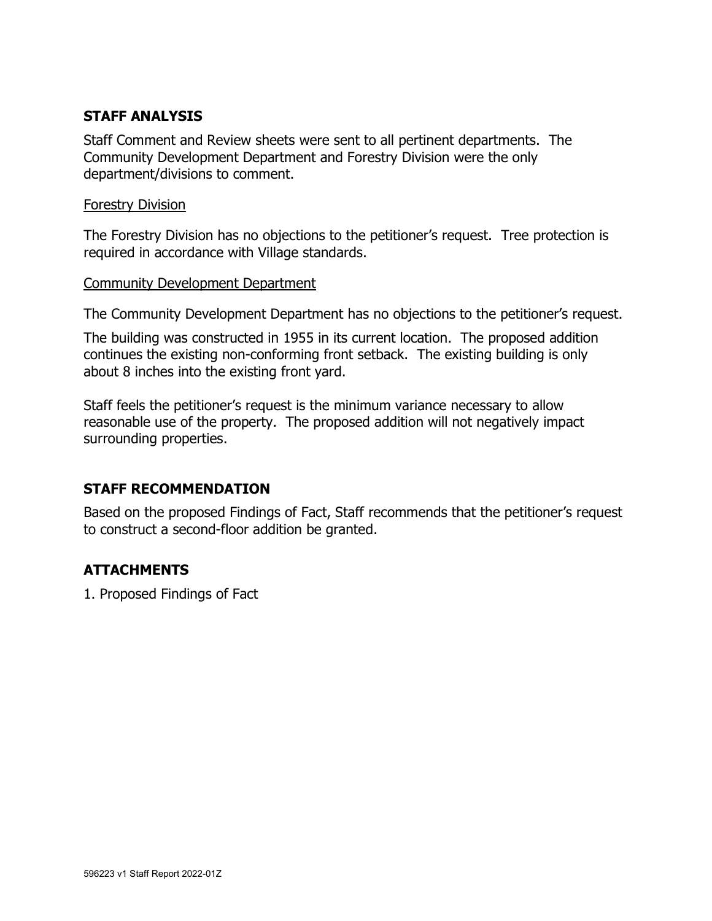## STAFF ANALYSIS

Staff Comment and Review sheets were sent to all pertinent departments. The Community Development Department and Forestry Division were the only department/divisions to comment.

Forestry Division

The Forestry Division has no objections to the petitioner's request. Tree protection is required in accordance with Village standards.

Community Development Department

The Community Development Department has no objections to the petitioner's request.

The building was constructed in 1955 in its current location. The proposed addition continues the existing non-conforming front setback. The existing building is only about 8 inches into the existing front yard.

Staff feels the petitioner's request is the minimum variance necessary to allow reasonable use of the property. The proposed addition will not negatively impact surrounding properties.

## STAFF RECOMMENDATION

Based on the proposed Findings of Fact, Staff recommends that the petitioner's request to construct a second-floor addition be granted.

## ATTACHMENTS

1. Proposed Findings of Fact

596223 v1 Staff Report 2022-01Z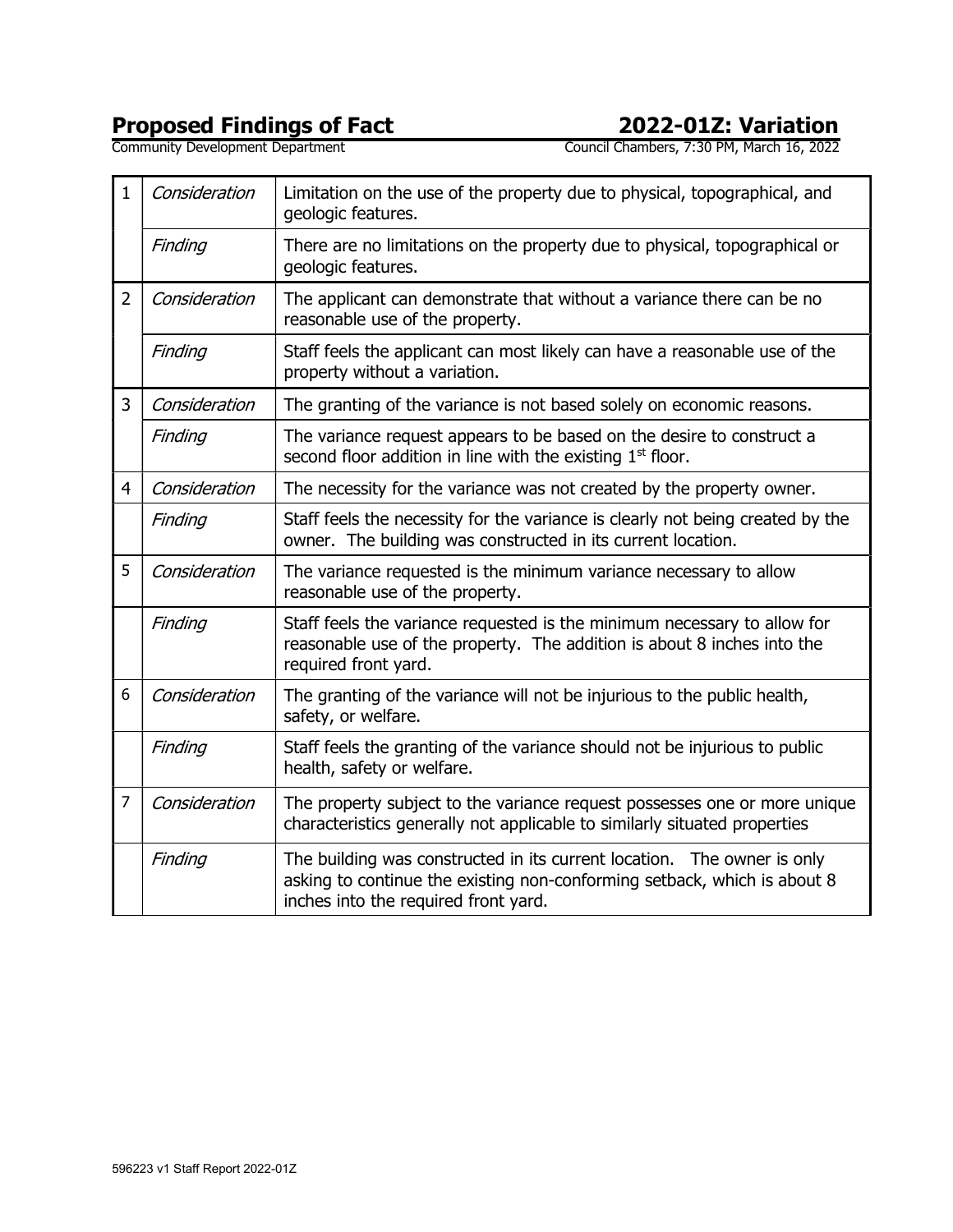# Proposed Findings of Fact — 2022-01Z: Variation

Community Development Department — Council Chambers, 7:30 PM, March 16, 2022

| | | |
|---|---|---|
| 1 | *Consideration* | Limitation on the use of the property due to physical, topographical, and geologic features. |
| | *Finding* | There are no limitations on the property due to physical, topographical or geologic features. |
| 2 | *Consideration* | The applicant can demonstrate that without a variance there can be no reasonable use of the property. |
| | *Finding* | Staff feels the applicant can most likely can have a reasonable use of the property without a variation. |
| 3 | *Consideration* | The granting of the variance is not based solely on economic reasons. |
| | *Finding* | The variance request appears to be based on the desire to construct a second floor addition in line with the existing 1st floor. |
| 4 | *Consideration* | The necessity for the variance was not created by the property owner. |
| | *Finding* | Staff feels the necessity for the variance is clearly not being created by the owner. The building was constructed in its current location. |
| 5 | *Consideration* | The variance requested is the minimum variance necessary to allow reasonable use of the property. |
| | *Finding* | Staff feels the variance requested is the minimum necessary to allow for reasonable use of the property. The addition is about 8 inches into the required front yard. |
| 6 | *Consideration* | The granting of the variance will not be injurious to the public health, safety, or welfare. |
| | *Finding* | Staff feels the granting of the variance should not be injurious to public health, safety or welfare. |
| 7 | *Consideration* | The property subject to the variance request possesses one or more unique characteristics generally not applicable to similarly situated properties |
| | *Finding* | The building was constructed in its current location. The owner is only asking to continue the existing non-conforming setback, which is about 8 inches into the required front yard. |

596223 v1 Staff Report 2022-01Z